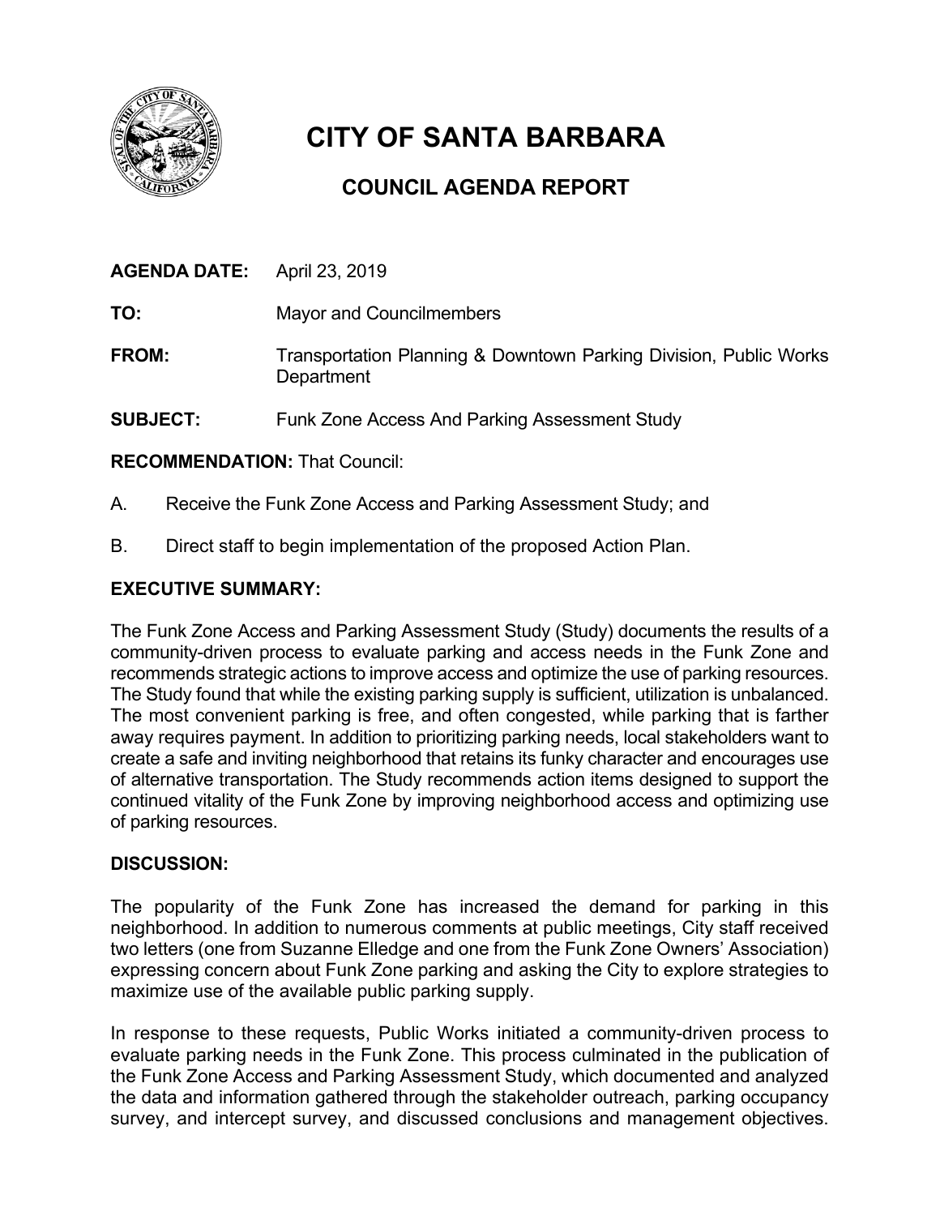# CITY OF SANTA BARBARA

## COUNCIL AGENDA REPORT

**AGENDA DATE:** April 23, 2019

**TO:** Mayor and Councilmembers

**FROM:** Transportation Planning & Downtown Parking Division, Public Works Department

**SUBJECT:** Funk Zone Access And Parking Assessment Study

**RECOMMENDATION:** That Council:

A. Receive the Funk Zone Access and Parking Assessment Study; and

B. Direct staff to begin implementation of the proposed Action Plan.

**EXECUTIVE SUMMARY:**

The Funk Zone Access and Parking Assessment Study (Study) documents the results of a community-driven process to evaluate parking and access needs in the Funk Zone and recommends strategic actions to improve access and optimize the use of parking resources. The Study found that while the existing parking supply is sufficient, utilization is unbalanced. The most convenient parking is free, and often congested, while parking that is farther away requires payment. In addition to prioritizing parking needs, local stakeholders want to create a safe and inviting neighborhood that retains its funky character and encourages use of alternative transportation. The Study recommends action items designed to support the continued vitality of the Funk Zone by improving neighborhood access and optimizing use of parking resources.

**DISCUSSION:**

The popularity of the Funk Zone has increased the demand for parking in this neighborhood. In addition to numerous comments at public meetings, City staff received two letters (one from Suzanne Elledge and one from the Funk Zone Owners' Association) expressing concern about Funk Zone parking and asking the City to explore strategies to maximize use of the available public parking supply.

In response to these requests, Public Works initiated a community-driven process to evaluate parking needs in the Funk Zone. This process culminated in the publication of the Funk Zone Access and Parking Assessment Study, which documented and analyzed the data and information gathered through the stakeholder outreach, parking occupancy survey, and intercept survey, and discussed conclusions and management objectives.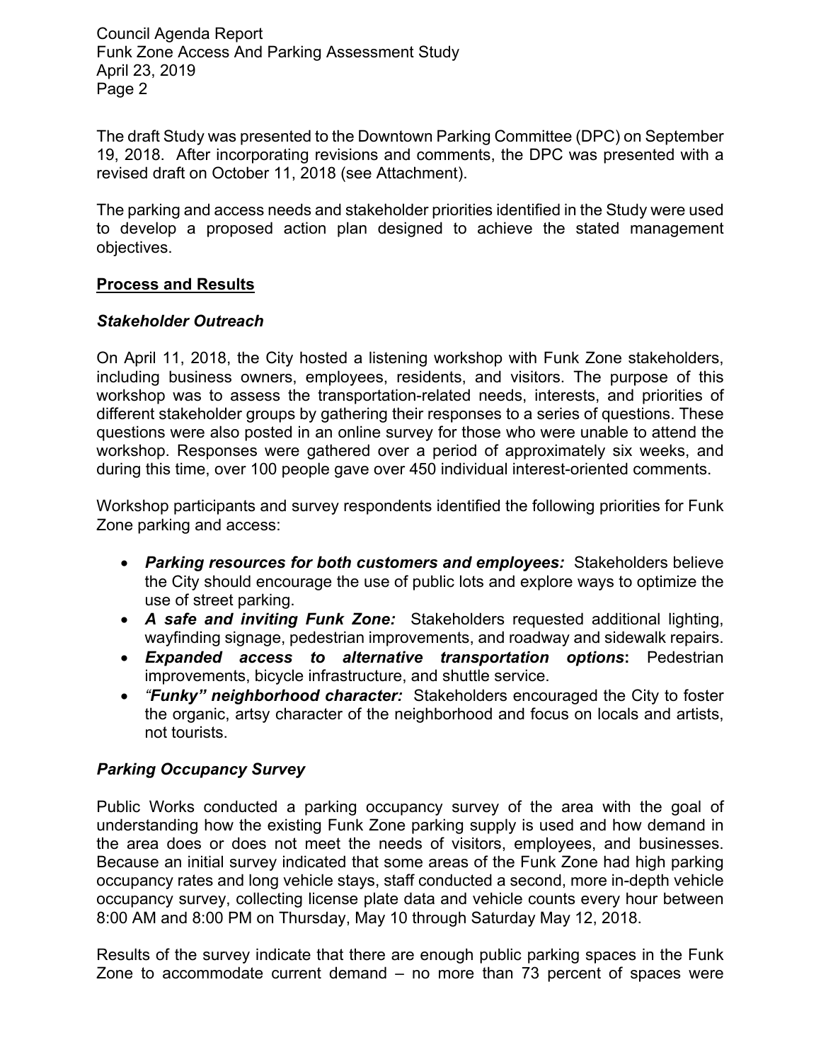The draft Study was presented to the Downtown Parking Committee (DPC) on September 19, 2018. After incorporating revisions and comments, the DPC was presented with a revised draft on October 11, 2018 (see Attachment).

The parking and access needs and stakeholder priorities identified in the Study were used to develop a proposed action plan designed to achieve the stated management objectives.

## Process and Results

### *Stakeholder Outreach*

On April 11, 2018, the City hosted a listening workshop with Funk Zone stakeholders, including business owners, employees, residents, and visitors. The purpose of this workshop was to assess the transportation-related needs, interests, and priorities of different stakeholder groups by gathering their responses to a series of questions. These questions were also posted in an online survey for those who were unable to attend the workshop. Responses were gathered over a period of approximately six weeks, and during this time, over 100 people gave over 450 individual interest-oriented comments.

Workshop participants and survey respondents identified the following priorities for Funk Zone parking and access:

- ***Parking resources for both customers and employees:*** Stakeholders believe the City should encourage the use of public lots and explore ways to optimize the use of street parking.
- ***A safe and inviting Funk Zone:*** Stakeholders requested additional lighting, wayfinding signage, pedestrian improvements, and roadway and sidewalk repairs.
- ***Expanded access to alternative transportation options*:** Pedestrian improvements, bicycle infrastructure, and shuttle service.
- ***"Funky" neighborhood character:*** Stakeholders encouraged the City to foster the organic, artsy character of the neighborhood and focus on locals and artists, not tourists.

### *Parking Occupancy Survey*

Public Works conducted a parking occupancy survey of the area with the goal of understanding how the existing Funk Zone parking supply is used and how demand in the area does or does not meet the needs of visitors, employees, and businesses. Because an initial survey indicated that some areas of the Funk Zone had high parking occupancy rates and long vehicle stays, staff conducted a second, more in-depth vehicle occupancy survey, collecting license plate data and vehicle counts every hour between 8:00 AM and 8:00 PM on Thursday, May 10 through Saturday May 12, 2018.

Results of the survey indicate that there are enough public parking spaces in the Funk Zone to accommodate current demand – no more than 73 percent of spaces were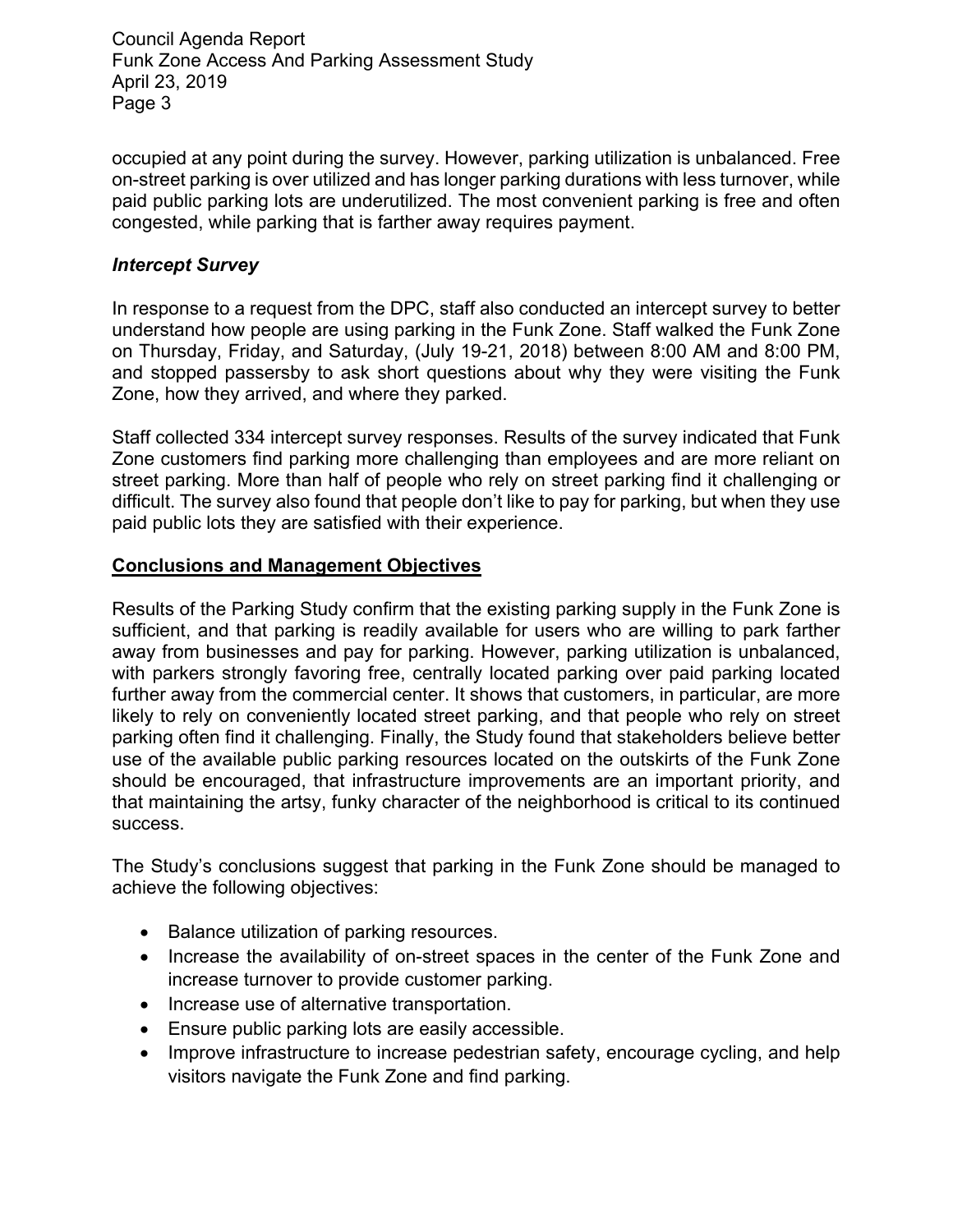occupied at any point during the survey. However, parking utilization is unbalanced. Free on-street parking is over utilized and has longer parking durations with less turnover, while paid public parking lots are underutilized. The most convenient parking is free and often congested, while parking that is farther away requires payment.

### *Intercept Survey*

In response to a request from the DPC, staff also conducted an intercept survey to better understand how people are using parking in the Funk Zone. Staff walked the Funk Zone on Thursday, Friday, and Saturday, (July 19-21, 2018) between 8:00 AM and 8:00 PM, and stopped passersby to ask short questions about why they were visiting the Funk Zone, how they arrived, and where they parked.

Staff collected 334 intercept survey responses. Results of the survey indicated that Funk Zone customers find parking more challenging than employees and are more reliant on street parking. More than half of people who rely on street parking find it challenging or difficult. The survey also found that people don't like to pay for parking, but when they use paid public lots they are satisfied with their experience.

## **Conclusions and Management Objectives**

Results of the Parking Study confirm that the existing parking supply in the Funk Zone is sufficient, and that parking is readily available for users who are willing to park farther away from businesses and pay for parking. However, parking utilization is unbalanced, with parkers strongly favoring free, centrally located parking over paid parking located further away from the commercial center. It shows that customers, in particular, are more likely to rely on conveniently located street parking, and that people who rely on street parking often find it challenging. Finally, the Study found that stakeholders believe better use of the available public parking resources located on the outskirts of the Funk Zone should be encouraged, that infrastructure improvements are an important priority, and that maintaining the artsy, funky character of the neighborhood is critical to its continued success.

The Study's conclusions suggest that parking in the Funk Zone should be managed to achieve the following objectives:

- Balance utilization of parking resources.
- Increase the availability of on-street spaces in the center of the Funk Zone and increase turnover to provide customer parking.
- Increase use of alternative transportation.
- Ensure public parking lots are easily accessible.
- Improve infrastructure to increase pedestrian safety, encourage cycling, and help visitors navigate the Funk Zone and find parking.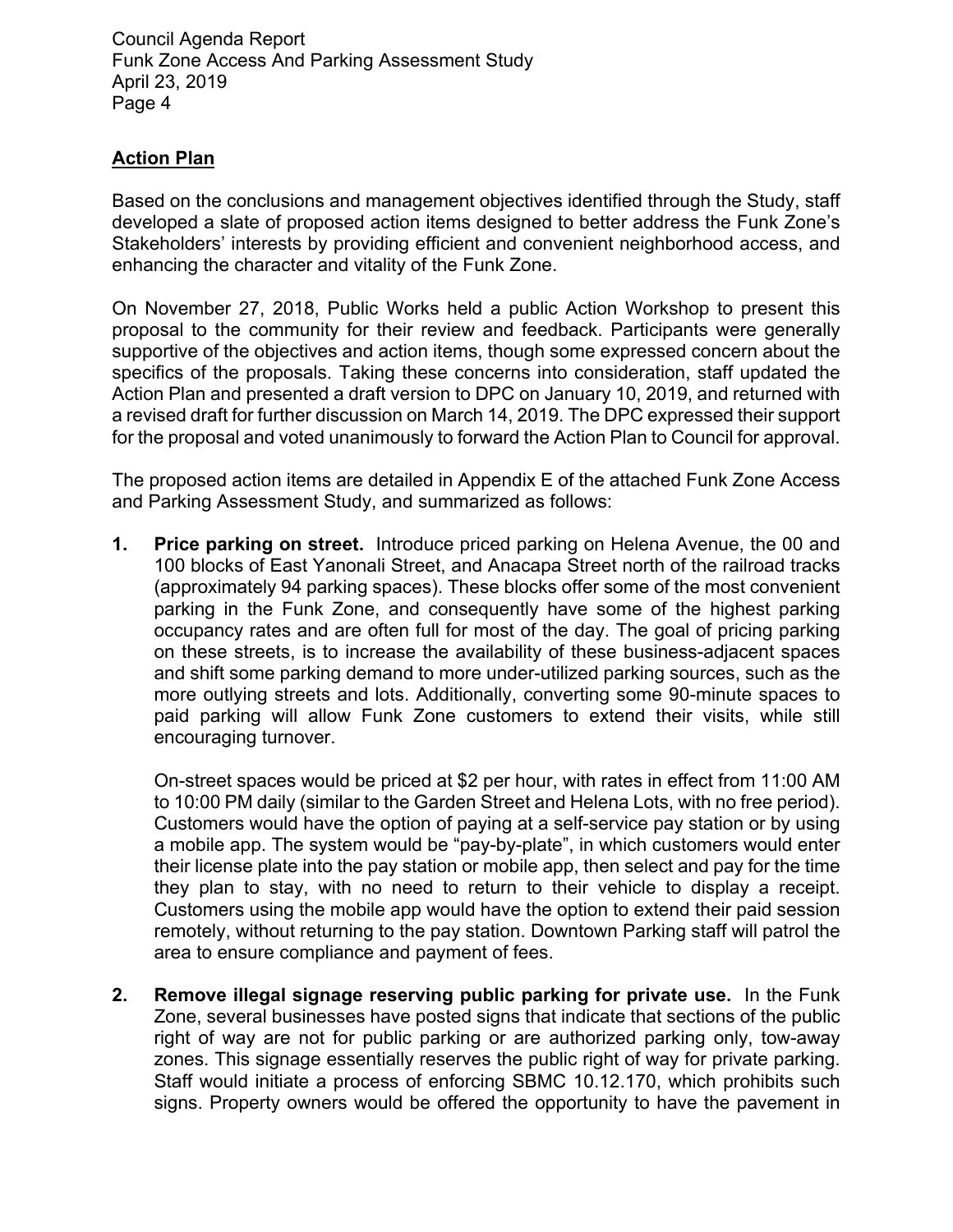## Action Plan

Based on the conclusions and management objectives identified through the Study, staff developed a slate of proposed action items designed to better address the Funk Zone's Stakeholders' interests by providing efficient and convenient neighborhood access, and enhancing the character and vitality of the Funk Zone.

On November 27, 2018, Public Works held a public Action Workshop to present this proposal to the community for their review and feedback. Participants were generally supportive of the objectives and action items, though some expressed concern about the specifics of the proposals. Taking these concerns into consideration, staff updated the Action Plan and presented a draft version to DPC on January 10, 2019, and returned with a revised draft for further discussion on March 14, 2019. The DPC expressed their support for the proposal and voted unanimously to forward the Action Plan to Council for approval.

The proposed action items are detailed in Appendix E of the attached Funk Zone Access and Parking Assessment Study, and summarized as follows:

1. **Price parking on street.** Introduce priced parking on Helena Avenue, the 00 and 100 blocks of East Yanonali Street, and Anacapa Street north of the railroad tracks (approximately 94 parking spaces). These blocks offer some of the most convenient parking in the Funk Zone, and consequently have some of the highest parking occupancy rates and are often full for most of the day. The goal of pricing parking on these streets, is to increase the availability of these business-adjacent spaces and shift some parking demand to more under-utilized parking sources, such as the more outlying streets and lots. Additionally, converting some 90-minute spaces to paid parking will allow Funk Zone customers to extend their visits, while still encouraging turnover.

   On-street spaces would be priced at $2 per hour, with rates in effect from 11:00 AM to 10:00 PM daily (similar to the Garden Street and Helena Lots, with no free period). Customers would have the option of paying at a self-service pay station or by using a mobile app. The system would be "pay-by-plate", in which customers would enter their license plate into the pay station or mobile app, then select and pay for the time they plan to stay, with no need to return to their vehicle to display a receipt. Customers using the mobile app would have the option to extend their paid session remotely, without returning to the pay station. Downtown Parking staff will patrol the area to ensure compliance and payment of fees.

2. **Remove illegal signage reserving public parking for private use.** In the Funk Zone, several businesses have posted signs that indicate that sections of the public right of way are not for public parking or are authorized parking only, tow-away zones. This signage essentially reserves the public right of way for private parking. Staff would initiate a process of enforcing SBMC 10.12.170, which prohibits such signs. Property owners would be offered the opportunity to have the pavement in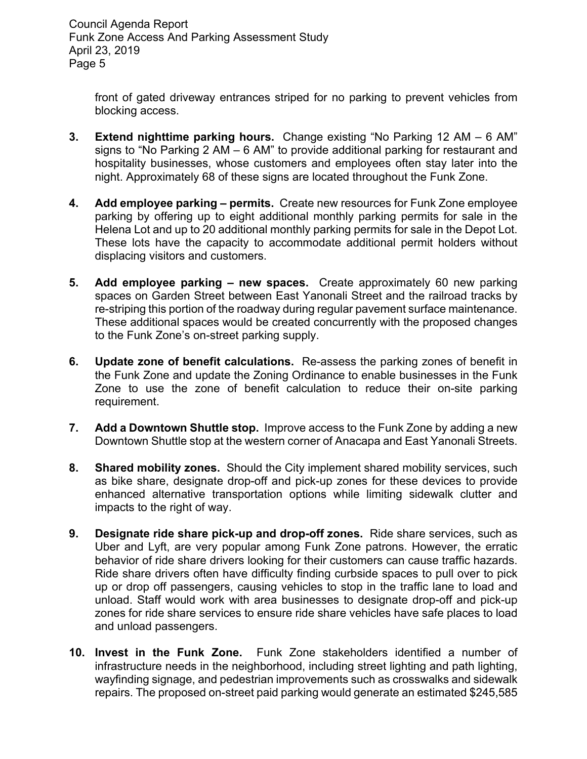front of gated driveway entrances striped for no parking to prevent vehicles from blocking access.

3. **Extend nighttime parking hours.** Change existing "No Parking 12 AM – 6 AM" signs to "No Parking 2 AM – 6 AM" to provide additional parking for restaurant and hospitality businesses, whose customers and employees often stay later into the night. Approximately 68 of these signs are located throughout the Funk Zone.

4. **Add employee parking – permits.** Create new resources for Funk Zone employee parking by offering up to eight additional monthly parking permits for sale in the Helena Lot and up to 20 additional monthly parking permits for sale in the Depot Lot. These lots have the capacity to accommodate additional permit holders without displacing visitors and customers.

5. **Add employee parking – new spaces.** Create approximately 60 new parking spaces on Garden Street between East Yanonali Street and the railroad tracks by re-striping this portion of the roadway during regular pavement surface maintenance. These additional spaces would be created concurrently with the proposed changes to the Funk Zone's on-street parking supply.

6. **Update zone of benefit calculations.** Re-assess the parking zones of benefit in the Funk Zone and update the Zoning Ordinance to enable businesses in the Funk Zone to use the zone of benefit calculation to reduce their on-site parking requirement.

7. **Add a Downtown Shuttle stop.** Improve access to the Funk Zone by adding a new Downtown Shuttle stop at the western corner of Anacapa and East Yanonali Streets.

8. **Shared mobility zones.** Should the City implement shared mobility services, such as bike share, designate drop-off and pick-up zones for these devices to provide enhanced alternative transportation options while limiting sidewalk clutter and impacts to the right of way.

9. **Designate ride share pick-up and drop-off zones.** Ride share services, such as Uber and Lyft, are very popular among Funk Zone patrons. However, the erratic behavior of ride share drivers looking for their customers can cause traffic hazards. Ride share drivers often have difficulty finding curbside spaces to pull over to pick up or drop off passengers, causing vehicles to stop in the traffic lane to load and unload. Staff would work with area businesses to designate drop-off and pick-up zones for ride share services to ensure ride share vehicles have safe places to load and unload passengers.

10. **Invest in the Funk Zone.** Funk Zone stakeholders identified a number of infrastructure needs in the neighborhood, including street lighting and path lighting, wayfinding signage, and pedestrian improvements such as crosswalks and sidewalk repairs. The proposed on-street paid parking would generate an estimated $245,585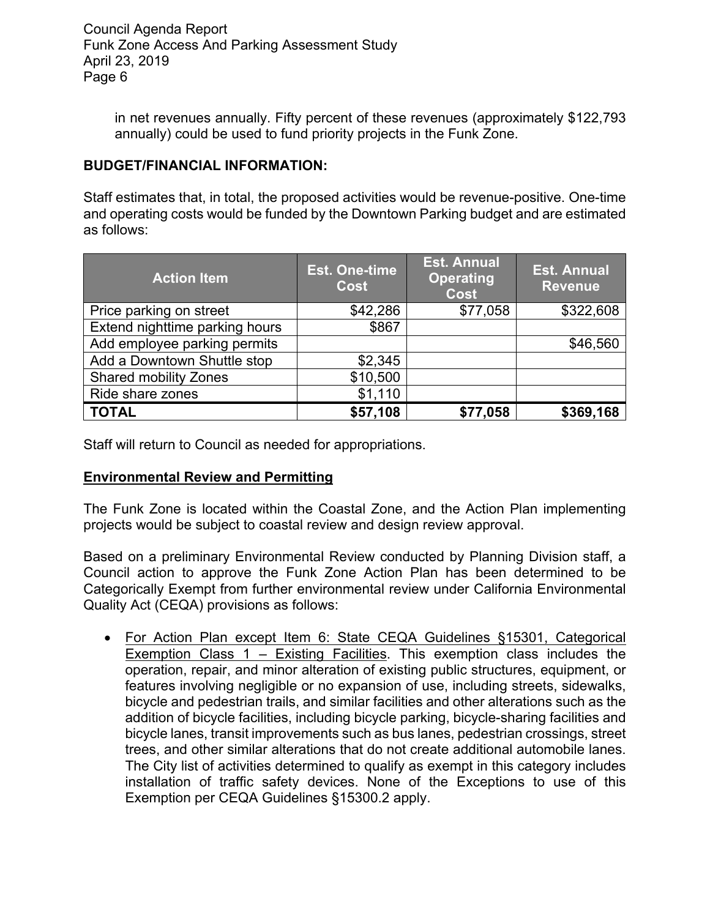in net revenues annually. Fifty percent of these revenues (approximately $122,793 annually) could be used to fund priority projects in the Funk Zone.

**BUDGET/FINANCIAL INFORMATION:**

Staff estimates that, in total, the proposed activities would be revenue-positive. One-time and operating costs would be funded by the Downtown Parking budget and are estimated as follows:

| Action Item | Est. One-time Cost | Est. Annual Operating Cost | Est. Annual Revenue |
|---|---|---|---|
| Price parking on street | $42,286 | $77,058 | $322,608 |
| Extend nighttime parking hours | $867 | | |
| Add employee parking permits | | | $46,560 |
| Add a Downtown Shuttle stop | $2,345 | | |
| Shared mobility Zones | $10,500 | | |
| Ride share zones | $1,110 | | |
| **TOTAL** | **$57,108** | **$77,058** | **$369,168** |

Staff will return to Council as needed for appropriations.

**Environmental Review and Permitting**

The Funk Zone is located within the Coastal Zone, and the Action Plan implementing projects would be subject to coastal review and design review approval.

Based on a preliminary Environmental Review conducted by Planning Division staff, a Council action to approve the Funk Zone Action Plan has been determined to be Categorically Exempt from further environmental review under California Environmental Quality Act (CEQA) provisions as follows:

- For Action Plan except Item 6: State CEQA Guidelines §15301, Categorical Exemption Class 1 – Existing Facilities. This exemption class includes the operation, repair, and minor alteration of existing public structures, equipment, or features involving negligible or no expansion of use, including streets, sidewalks, bicycle and pedestrian trails, and similar facilities and other alterations such as the addition of bicycle facilities, including bicycle parking, bicycle-sharing facilities and bicycle lanes, transit improvements such as bus lanes, pedestrian crossings, street trees, and other similar alterations that do not create additional automobile lanes. The City list of activities determined to qualify as exempt in this category includes installation of traffic safety devices. None of the Exceptions to use of this Exemption per CEQA Guidelines §15300.2 apply.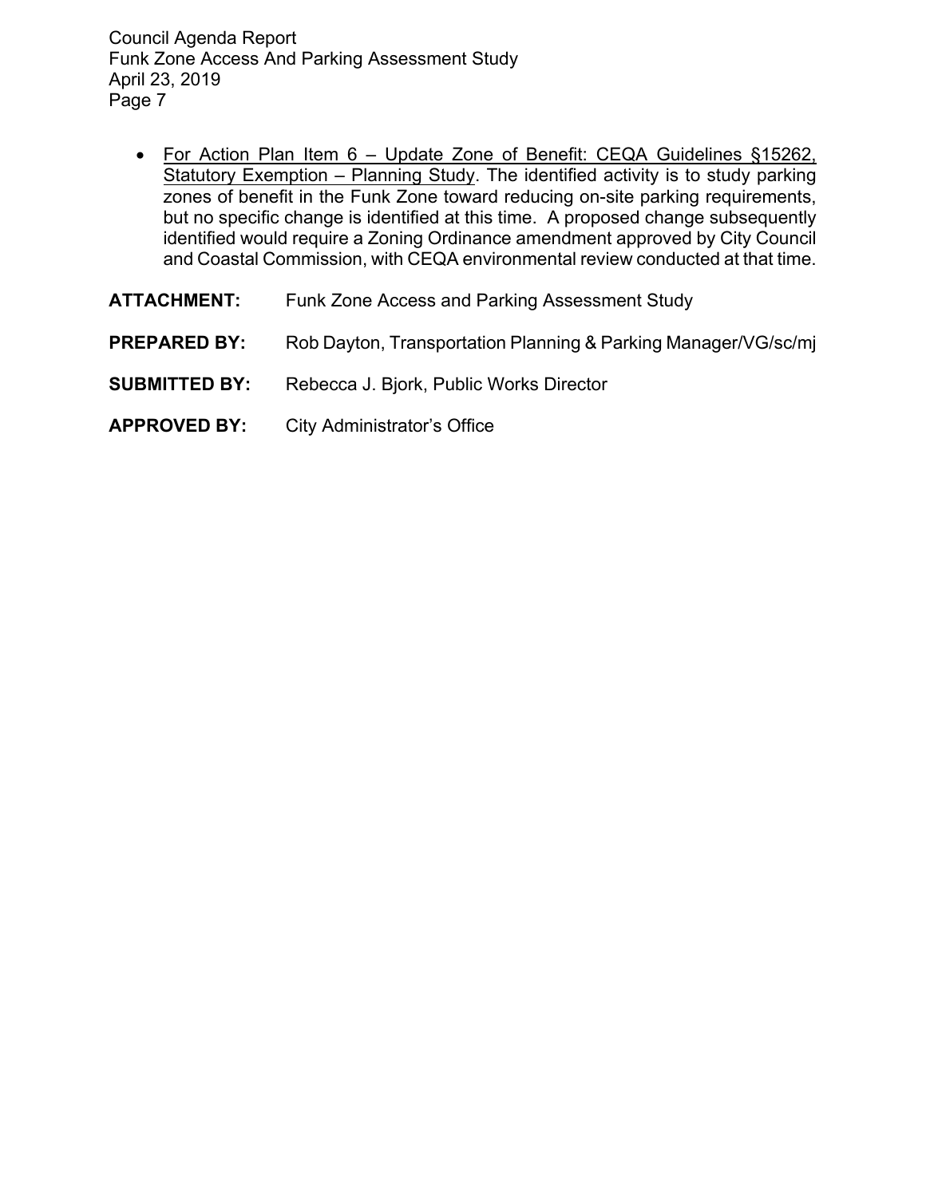- <u>For Action Plan Item 6 – Update Zone of Benefit: CEQA Guidelines §15262, Statutory Exemption – Planning Study</u>. The identified activity is to study parking zones of benefit in the Funk Zone toward reducing on-site parking requirements, but no specific change is identified at this time. A proposed change subsequently identified would require a Zoning Ordinance amendment approved by City Council and Coastal Commission, with CEQA environmental review conducted at that time.

**ATTACHMENT:** Funk Zone Access and Parking Assessment Study

**PREPARED BY:** Rob Dayton, Transportation Planning & Parking Manager/VG/sc/mj

**SUBMITTED BY:** Rebecca J. Bjork, Public Works Director

**APPROVED BY:** City Administrator's Office